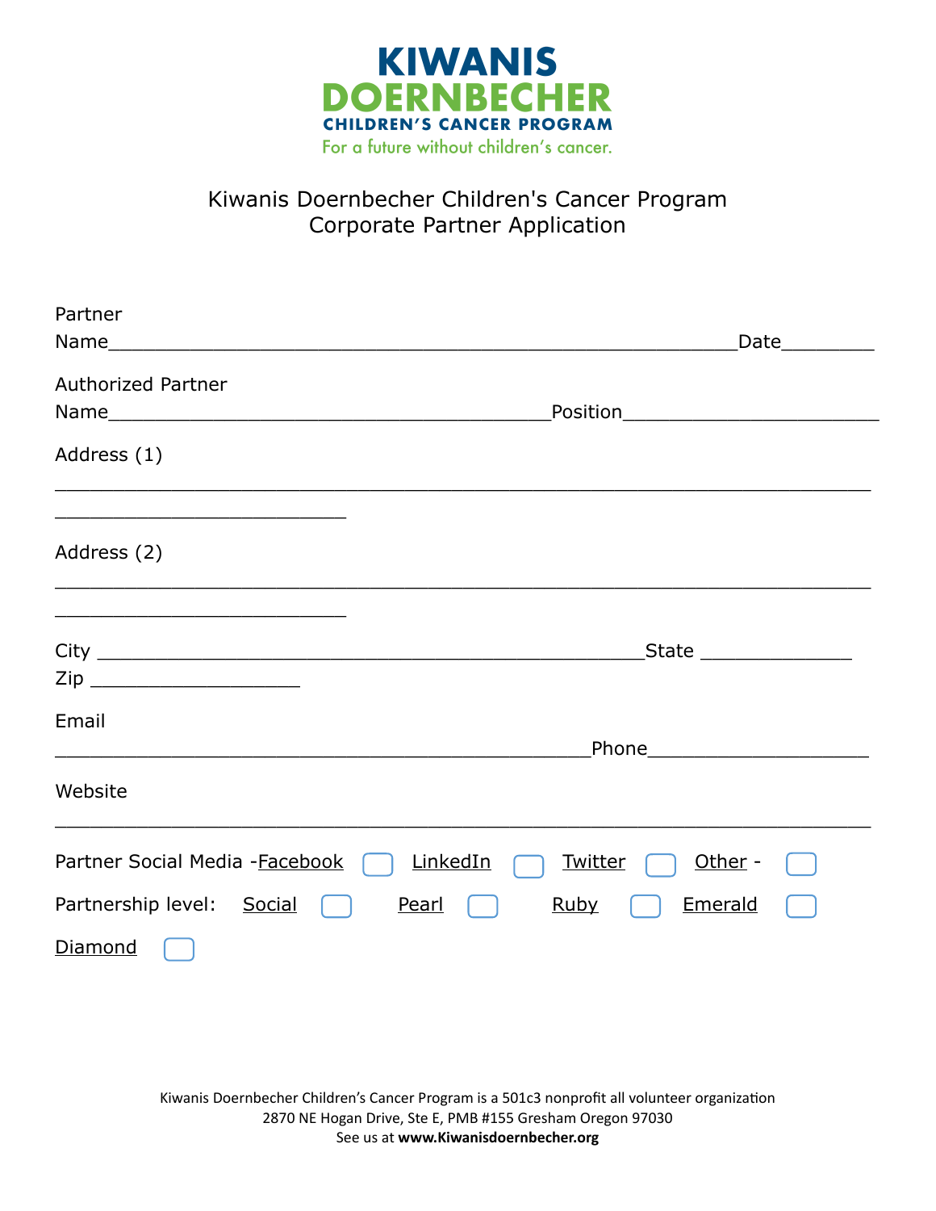KIWANIS DOERNBECHER CHILDREN'S CANCER PROGRAM

For a future without children's cancer.

# Kiwanis Doernbecher Children's Cancer Program
# Corporate Partner Application

Partner Name________________________________________________________Date________

Authorized Partner Name_______________________________________Position______________________

Address (1)

_________________________________________________________________________

__________________________

Address (2)

_________________________________________________________________________

__________________________

City ________________________________________________State _____________

Zip __________________

Email

________________________________________________Phone___________________

Website

_________________________________________________________________________

Partner Social Media - Facebook ☐ LinkedIn ☐ Twitter ☐ Other - ☐

Partnership level: Social ☐ Pearl ☐ Ruby ☐ Emerald ☐ Diamond ☐

Kiwanis Doernbecher Children's Cancer Program is a 501c3 nonprofit all volunteer organization
2870 NE Hogan Drive, Ste E, PMB #155 Gresham Oregon 97030
See us at **www.Kiwanisdoernbecher.org**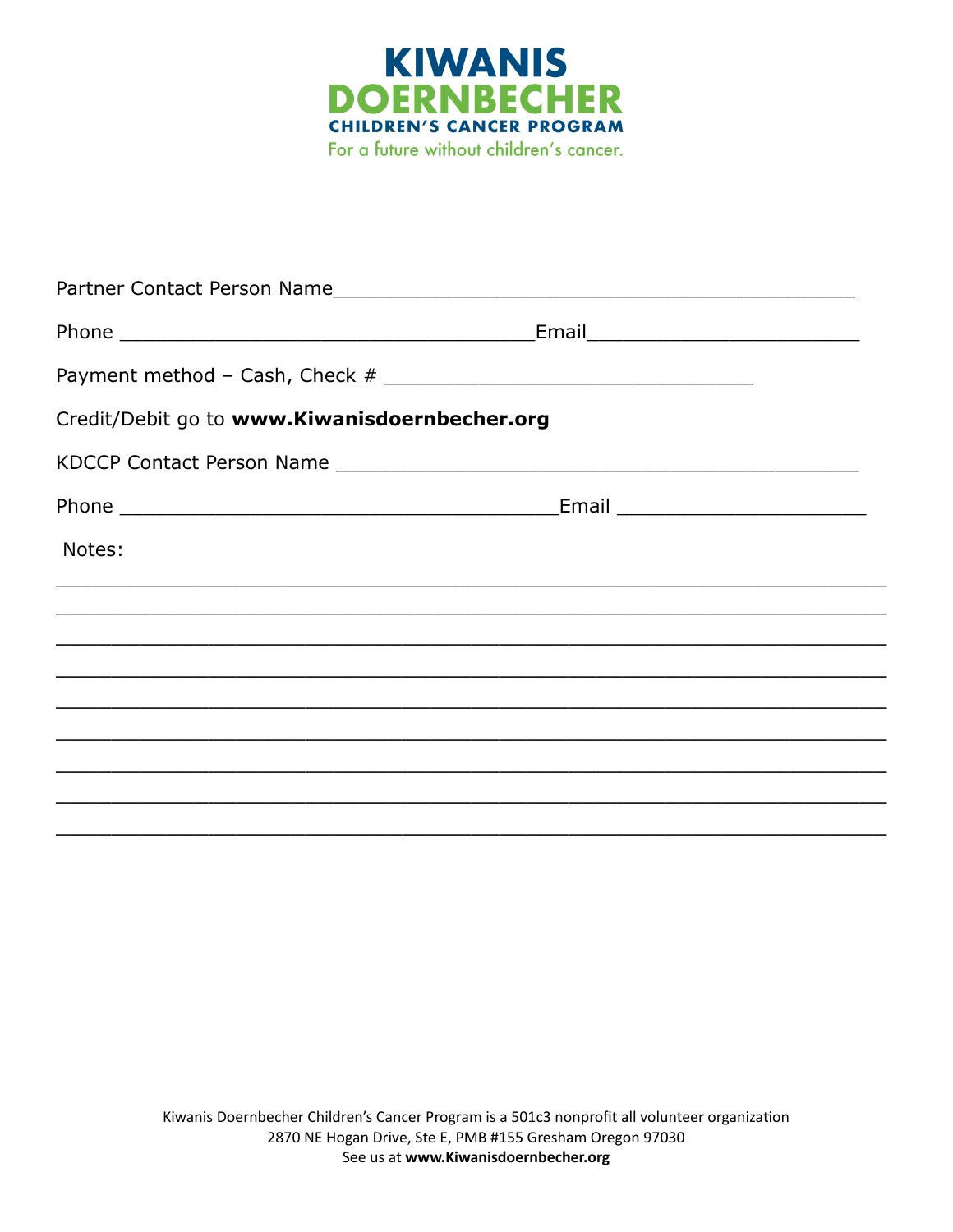# KIWANIS DOERNBECHER

## CHILDREN'S CANCER PROGRAM

For a future without children's cancer.

Partner Contact Person Name______________________________________________

Phone ____________________________________Email________________________

Payment method – Cash, Check # ________________________________

Credit/Debit go to **www.Kiwanisdoernbecher.org**

KDCCP Contact Person Name ______________________________________________

Phone ______________________________________Email ______________________

Notes:

_________________________________________________________________________

_________________________________________________________________________

_________________________________________________________________________

_________________________________________________________________________

_________________________________________________________________________

_________________________________________________________________________

_________________________________________________________________________

_________________________________________________________________________

_________________________________________________________________________

Kiwanis Doernbecher Children's Cancer Program is a 501c3 nonprofit all volunteer organization
2870 NE Hogan Drive, Ste E, PMB #155 Gresham Oregon 97030
See us at **www.Kiwanisdoernbecher.org**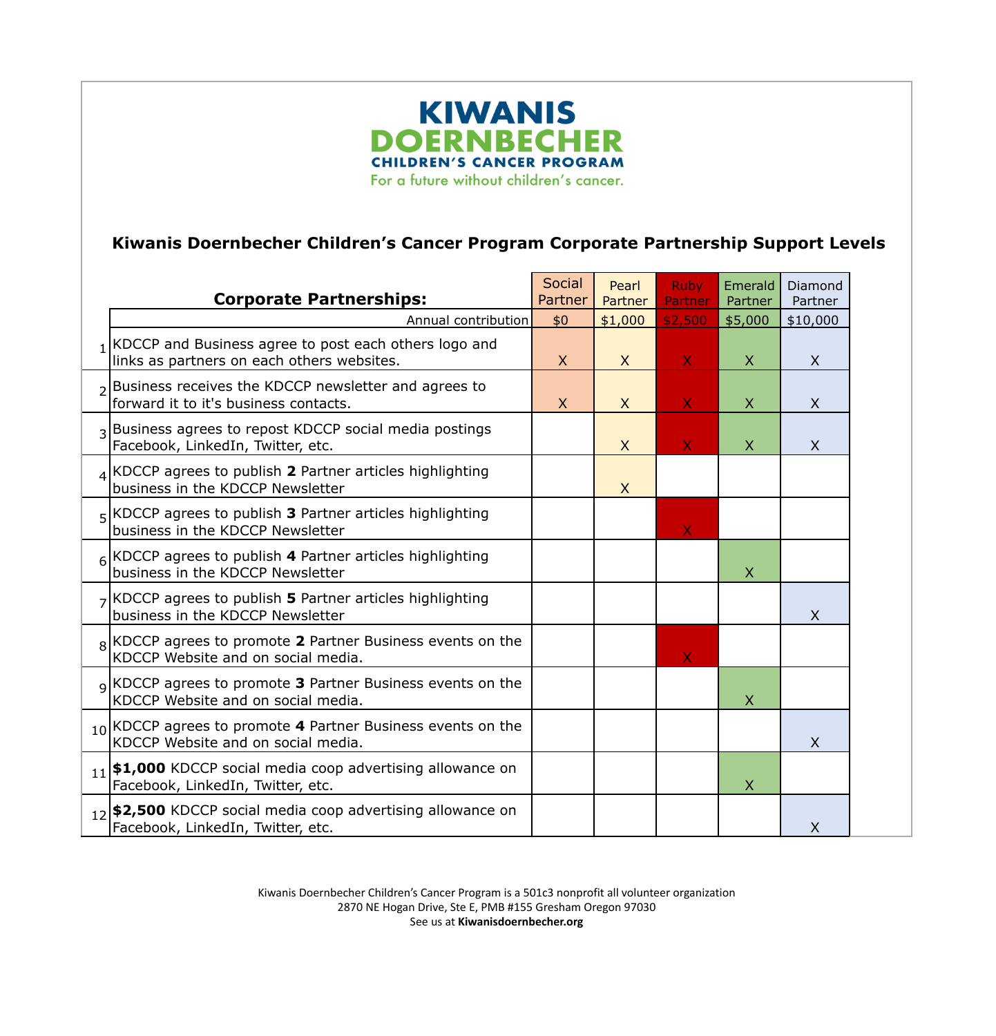KIWANIS DOERNBECHER CHILDREN'S CANCER PROGRAM

For a future without children's cancer.

## Kiwanis Doernbecher Children's Cancer Program Corporate Partnership Support Levels

| | Corporate Partnerships: | Social Partner | Pearl Partner | Ruby Partner | Emerald Partner | Diamond Partner |
|---|---|---|---|---|---|---|
| | Annual contribution | $0 | $1,000 | $2,500 | $5,000 | $10,000 |
| 1 | KDCCP and Business agree to post each others logo and links as partners on each others websites. | X | X | X | X | X |
| 2 | Business receives the KDCCP newsletter and agrees to forward it to it's business contacts. | X | X | X | X | X |
| 3 | Business agrees to repost KDCCP social media postings Facebook, LinkedIn, Twitter, etc. | | X | X | X | X |
| 4 | KDCCP agrees to publish **2** Partner articles highlighting business in the KDCCP Newsletter | | X | | | |
| 5 | KDCCP agrees to publish **3** Partner articles highlighting business in the KDCCP Newsletter | | | X | | |
| 6 | KDCCP agrees to publish **4** Partner articles highlighting business in the KDCCP Newsletter | | | | X | |
| 7 | KDCCP agrees to publish **5** Partner articles highlighting business in the KDCCP Newsletter | | | | | X |
| 8 | KDCCP agrees to promote **2** Partner Business events on the KDCCP Website and on social media. | | | X | | |
| 9 | KDCCP agrees to promote **3** Partner Business events on the KDCCP Website and on social media. | | | | X | |
| 10 | KDCCP agrees to promote **4** Partner Business events on the KDCCP Website and on social media. | | | | | X |
| 11 | **$1,000** KDCCP social media coop advertising allowance on Facebook, LinkedIn, Twitter, etc. | | | | X | |
| 12 | **$2,500** KDCCP social media coop advertising allowance on Facebook, LinkedIn, Twitter, etc. | | | | | X |

Kiwanis Doernbecher Children's Cancer Program is a 501c3 nonprofit all volunteer organization
2870 NE Hogan Drive, Ste E, PMB #155 Gresham Oregon 97030
See us at **Kiwanisdoernbecher.org**